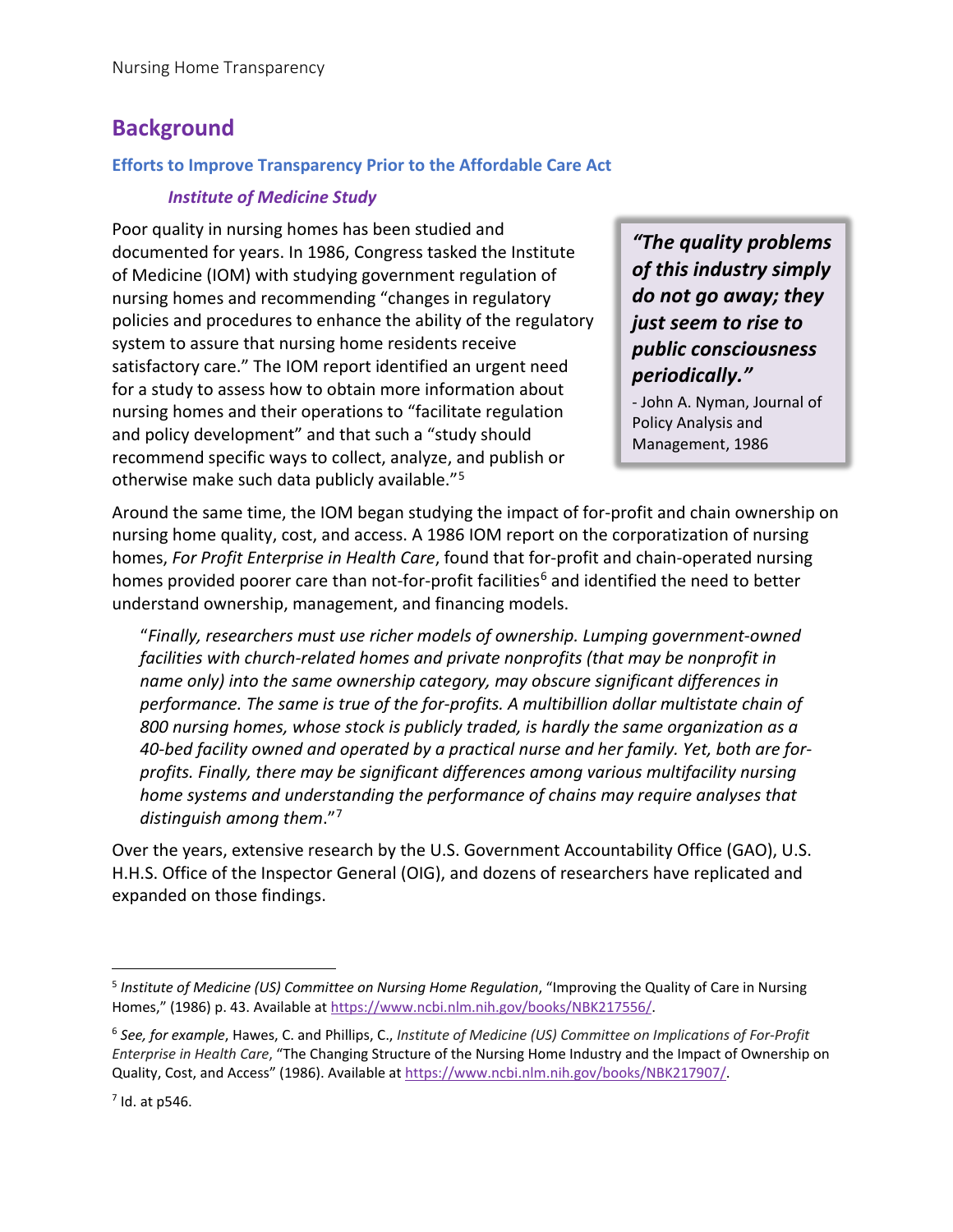## Background

### Efforts to Improve Transparency Prior to the Affordable Care Act

#### *Institute of Medicine Study*

Poor quality in nursing homes has been studied and documented for years. In 1986, Congress tasked the Institute of Medicine (IOM) with studying government regulation of nursing homes and recommending "changes in regulatory policies and procedures to enhance the ability of the regulatory system to assure that nursing home residents receive satisfactory care." The IOM report identified an urgent need for a study to assess how to obtain more information about nursing homes and their operations to "facilitate regulation and policy development" and that such a "study should recommend specific ways to collect, analyze, and publish or otherwise make such data publicly available."[5]

> ***"The quality problems of this industry simply do not go away; they just seem to rise to public consciousness periodically."***
>
> \- John A. Nyman, Journal of Policy Analysis and Management, 1986

Around the same time, the IOM began studying the impact of for-profit and chain ownership on nursing home quality, cost, and access. A 1986 IOM report on the corporatization of nursing homes, *For Profit Enterprise in Health Care*, found that for-profit and chain-operated nursing homes provided poorer care than not-for-profit facilities[6] and identified the need to better understand ownership, management, and financing models.

> "*Finally, researchers must use richer models of ownership. Lumping government-owned facilities with church-related homes and private nonprofits (that may be nonprofit in name only) into the same ownership category, may obscure significant differences in performance. The same is true of the for-profits. A multibillion dollar multistate chain of 800 nursing homes, whose stock is publicly traded, is hardly the same organization as a 40-bed facility owned and operated by a practical nurse and her family. Yet, both are for-profits. Finally, there may be significant differences among various multifacility nursing home systems and understanding the performance of chains may require analyses that distinguish among them*."[7]

Over the years, extensive research by the U.S. Government Accountability Office (GAO), U.S. H.H.S. Office of the Inspector General (OIG), and dozens of researchers have replicated and expanded on those findings.

---

[5] *Institute of Medicine (US) Committee on Nursing Home Regulation*, "Improving the Quality of Care in Nursing Homes," (1986) p. 43. Available at https://www.ncbi.nlm.nih.gov/books/NBK217556/.

[6] *See, for example*, Hawes, C. and Phillips, C., *Institute of Medicine (US) Committee on Implications of For-Profit Enterprise in Health Care*, "The Changing Structure of the Nursing Home Industry and the Impact of Ownership on Quality, Cost, and Access" (1986). Available at https://www.ncbi.nlm.nih.gov/books/NBK217907/.

[7] Id. at p546.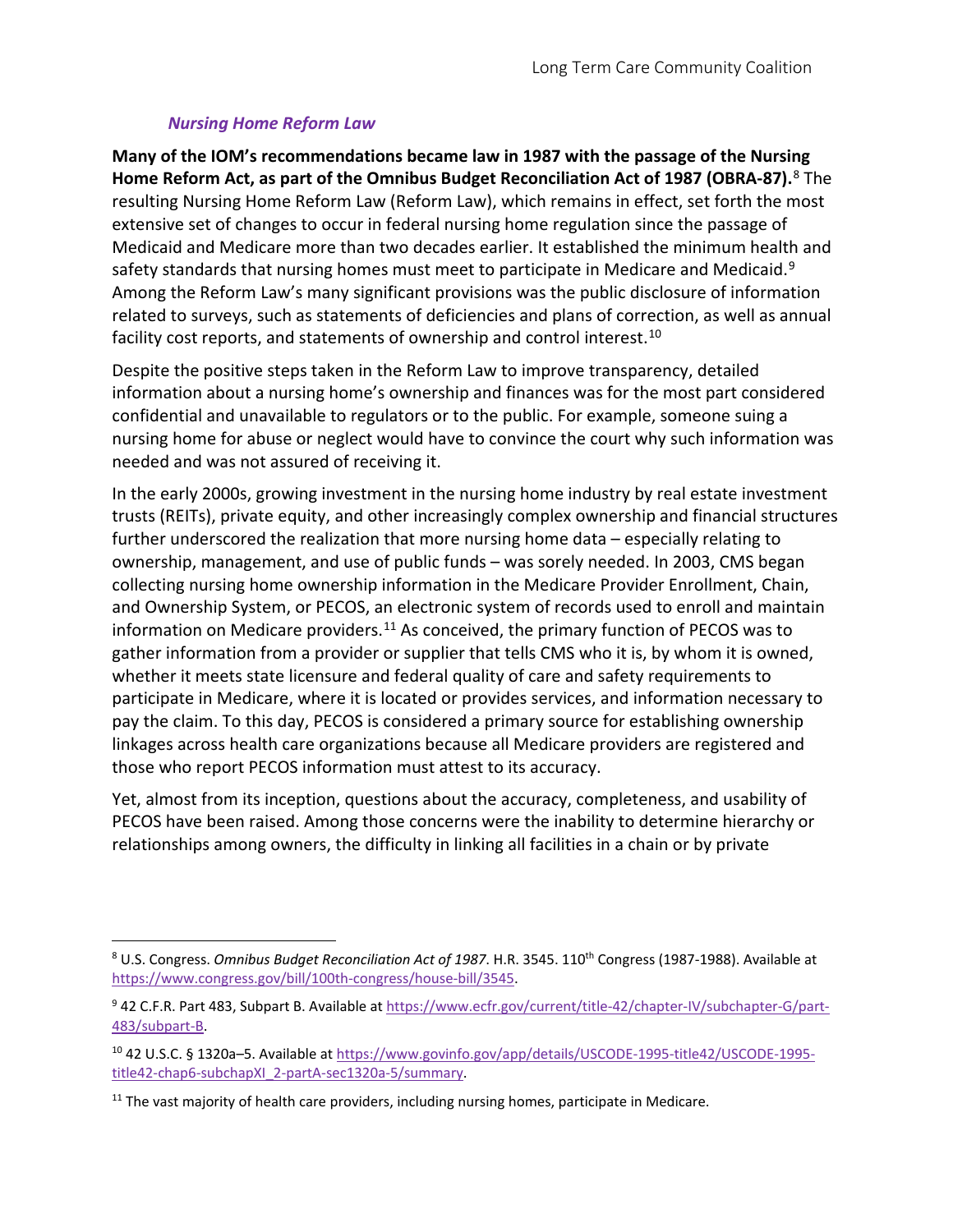### *Nursing Home Reform Law*

**Many of the IOM's recommendations became law in 1987 with the passage of the Nursing Home Reform Act, as part of the Omnibus Budget Reconciliation Act of 1987 (OBRA-87).**[8] The resulting Nursing Home Reform Law (Reform Law), which remains in effect, set forth the most extensive set of changes to occur in federal nursing home regulation since the passage of Medicaid and Medicare more than two decades earlier. It established the minimum health and safety standards that nursing homes must meet to participate in Medicare and Medicaid.[9] Among the Reform Law's many significant provisions was the public disclosure of information related to surveys, such as statements of deficiencies and plans of correction, as well as annual facility cost reports, and statements of ownership and control interest.[10]

Despite the positive steps taken in the Reform Law to improve transparency, detailed information about a nursing home's ownership and finances was for the most part considered confidential and unavailable to regulators or to the public. For example, someone suing a nursing home for abuse or neglect would have to convince the court why such information was needed and was not assured of receiving it.

In the early 2000s, growing investment in the nursing home industry by real estate investment trusts (REITs), private equity, and other increasingly complex ownership and financial structures further underscored the realization that more nursing home data – especially relating to ownership, management, and use of public funds – was sorely needed. In 2003, CMS began collecting nursing home ownership information in the Medicare Provider Enrollment, Chain, and Ownership System, or PECOS, an electronic system of records used to enroll and maintain information on Medicare providers.[11] As conceived, the primary function of PECOS was to gather information from a provider or supplier that tells CMS who it is, by whom it is owned, whether it meets state licensure and federal quality of care and safety requirements to participate in Medicare, where it is located or provides services, and information necessary to pay the claim. To this day, PECOS is considered a primary source for establishing ownership linkages across health care organizations because all Medicare providers are registered and those who report PECOS information must attest to its accuracy.

Yet, almost from its inception, questions about the accuracy, completeness, and usability of PECOS have been raised. Among those concerns were the inability to determine hierarchy or relationships among owners, the difficulty in linking all facilities in a chain or by private

---

[8] U.S. Congress. *Omnibus Budget Reconciliation Act of 1987*. H.R. 3545. 110th Congress (1987-1988). Available at https://www.congress.gov/bill/100th-congress/house-bill/3545.

[9] 42 C.F.R. Part 483, Subpart B. Available at https://www.ecfr.gov/current/title-42/chapter-IV/subchapter-G/part-483/subpart-B.

[10] 42 U.S.C. § 1320a–5. Available at https://www.govinfo.gov/app/details/USCODE-1995-title42/USCODE-1995-title42-chap6-subchapXI_2-partA-sec1320a-5/summary.

[11] The vast majority of health care providers, including nursing homes, participate in Medicare.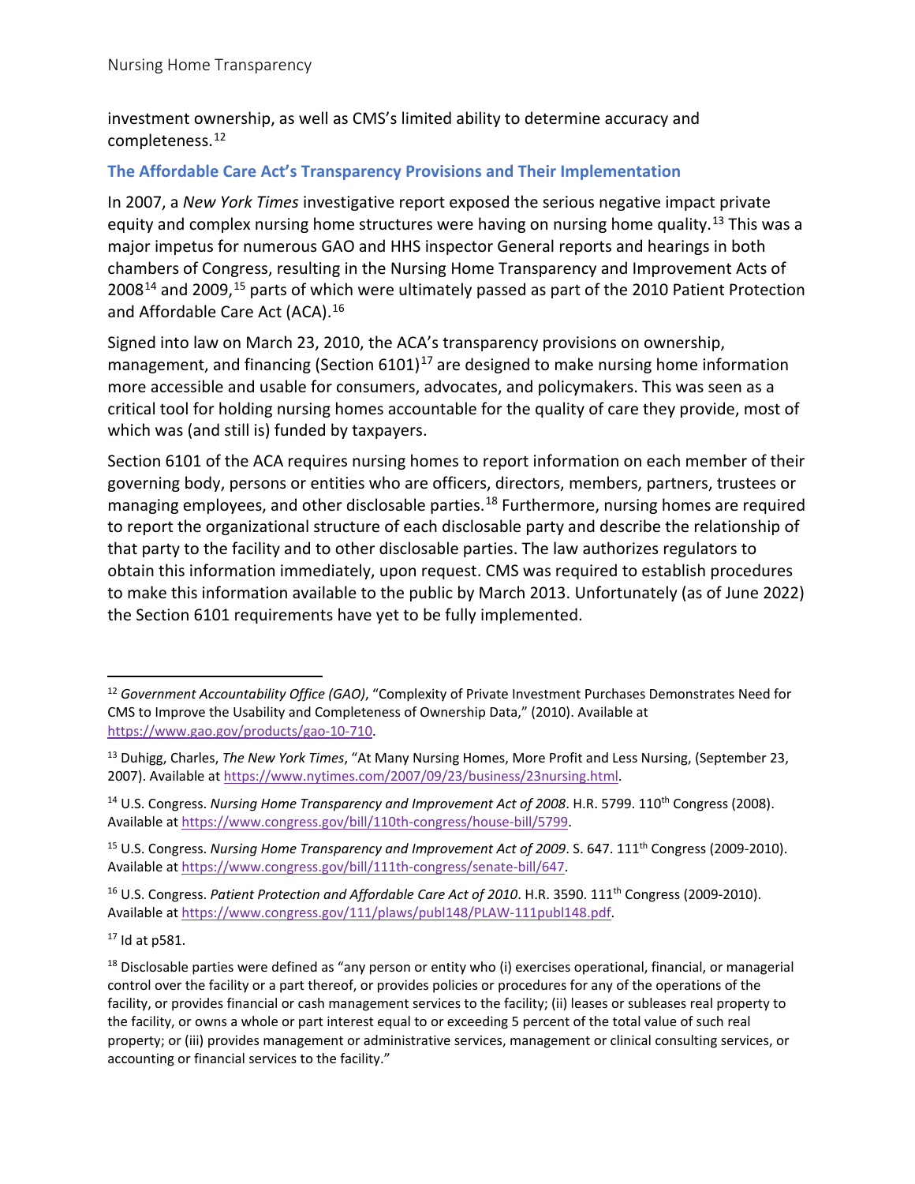investment ownership, as well as CMS's limited ability to determine accuracy and completeness.[12]

## The Affordable Care Act's Transparency Provisions and Their Implementation

In 2007, a *New York Times* investigative report exposed the serious negative impact private equity and complex nursing home structures were having on nursing home quality.[13] This was a major impetus for numerous GAO and HHS inspector General reports and hearings in both chambers of Congress, resulting in the Nursing Home Transparency and Improvement Acts of 2008[14] and 2009,[15] parts of which were ultimately passed as part of the 2010 Patient Protection and Affordable Care Act (ACA).[16]

Signed into law on March 23, 2010, the ACA's transparency provisions on ownership, management, and financing (Section 6101)[17] are designed to make nursing home information more accessible and usable for consumers, advocates, and policymakers. This was seen as a critical tool for holding nursing homes accountable for the quality of care they provide, most of which was (and still is) funded by taxpayers.

Section 6101 of the ACA requires nursing homes to report information on each member of their governing body, persons or entities who are officers, directors, members, partners, trustees or managing employees, and other disclosable parties.[18] Furthermore, nursing homes are required to report the organizational structure of each disclosable party and describe the relationship of that party to the facility and to other disclosable parties. The law authorizes regulators to obtain this information immediately, upon request. CMS was required to establish procedures to make this information available to the public by March 2013. Unfortunately (as of June 2022) the Section 6101 requirements have yet to be fully implemented.

---

[12] *Government Accountability Office (GAO)*, "Complexity of Private Investment Purchases Demonstrates Need for CMS to Improve the Usability and Completeness of Ownership Data," (2010). Available at https://www.gao.gov/products/gao-10-710.

[13] Duhigg, Charles, *The New York Times*, "At Many Nursing Homes, More Profit and Less Nursing, (September 23, 2007). Available at https://www.nytimes.com/2007/09/23/business/23nursing.html.

[14] U.S. Congress. *Nursing Home Transparency and Improvement Act of 2008*. H.R. 5799. 110th Congress (2008). Available at https://www.congress.gov/bill/110th-congress/house-bill/5799.

[15] U.S. Congress. *Nursing Home Transparency and Improvement Act of 2009*. S. 647. 111th Congress (2009-2010). Available at https://www.congress.gov/bill/111th-congress/senate-bill/647.

[16] U.S. Congress. *Patient Protection and Affordable Care Act of 2010*. H.R. 3590. 111th Congress (2009-2010). Available at https://www.congress.gov/111/plaws/publ148/PLAW-111publ148.pdf.

[17] Id at p581.

[18] Disclosable parties were defined as "any person or entity who (i) exercises operational, financial, or managerial control over the facility or a part thereof, or provides policies or procedures for any of the operations of the facility, or provides financial or cash management services to the facility; (ii) leases or subleases real property to the facility, or owns a whole or part interest equal to or exceeding 5 percent of the total value of such real property; or (iii) provides management or administrative services, management or clinical consulting services, or accounting or financial services to the facility."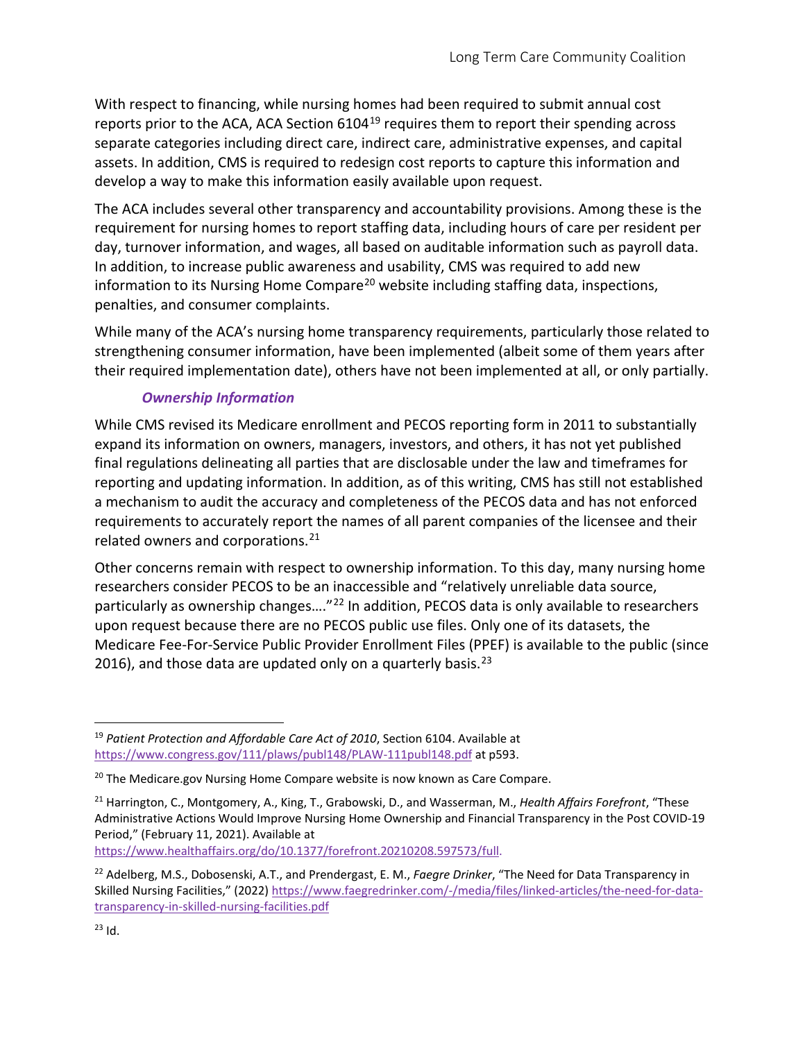With respect to financing, while nursing homes had been required to submit annual cost reports prior to the ACA, ACA Section 6104[19] requires them to report their spending across separate categories including direct care, indirect care, administrative expenses, and capital assets. In addition, CMS is required to redesign cost reports to capture this information and develop a way to make this information easily available upon request.

The ACA includes several other transparency and accountability provisions. Among these is the requirement for nursing homes to report staffing data, including hours of care per resident per day, turnover information, and wages, all based on auditable information such as payroll data. In addition, to increase public awareness and usability, CMS was required to add new information to its Nursing Home Compare[20] website including staffing data, inspections, penalties, and consumer complaints.

While many of the ACA's nursing home transparency requirements, particularly those related to strengthening consumer information, have been implemented (albeit some of them years after their required implementation date), others have not been implemented at all, or only partially.

### *Ownership Information*

While CMS revised its Medicare enrollment and PECOS reporting form in 2011 to substantially expand its information on owners, managers, investors, and others, it has not yet published final regulations delineating all parties that are disclosable under the law and timeframes for reporting and updating information. In addition, as of this writing, CMS has still not established a mechanism to audit the accuracy and completeness of the PECOS data and has not enforced requirements to accurately report the names of all parent companies of the licensee and their related owners and corporations.[21]

Other concerns remain with respect to ownership information. To this day, many nursing home researchers consider PECOS to be an inaccessible and "relatively unreliable data source, particularly as ownership changes…."[22] In addition, PECOS data is only available to researchers upon request because there are no PECOS public use files. Only one of its datasets, the Medicare Fee-For-Service Public Provider Enrollment Files (PPEF) is available to the public (since 2016), and those data are updated only on a quarterly basis.[23]

---

[19] *Patient Protection and Affordable Care Act of 2010*, Section 6104. Available at https://www.congress.gov/111/plaws/publ148/PLAW-111publ148.pdf at p593.

[20] The Medicare.gov Nursing Home Compare website is now known as Care Compare.

[21] Harrington, C., Montgomery, A., King, T., Grabowski, D., and Wasserman, M., *Health Affairs Forefront*, "These Administrative Actions Would Improve Nursing Home Ownership and Financial Transparency in the Post COVID-19 Period," (February 11, 2021). Available at https://www.healthaffairs.org/do/10.1377/forefront.20210208.597573/full.

[22] Adelberg, M.S., Dobosenski, A.T., and Prendergast, E. M., *Faegre Drinker*, "The Need for Data Transparency in Skilled Nursing Facilities," (2022) https://www.faegredrinker.com/-/media/files/linked-articles/the-need-for-data-transparency-in-skilled-nursing-facilities.pdf

[23] Id.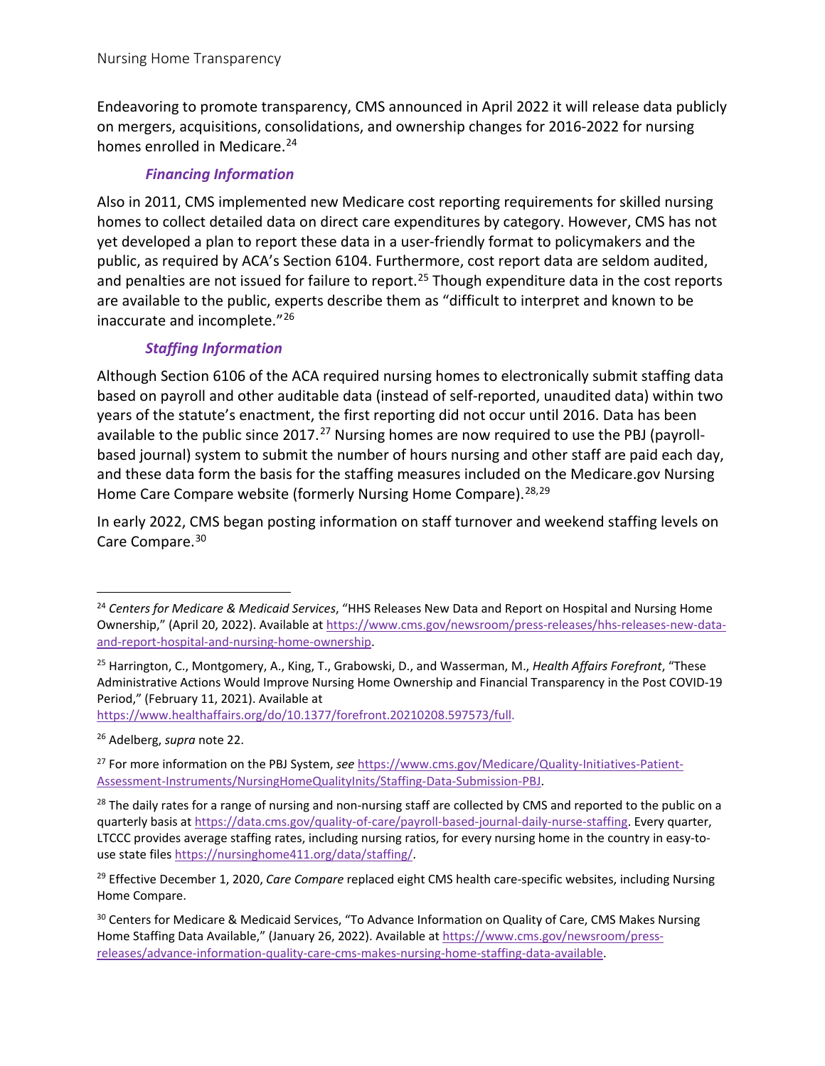Endeavoring to promote transparency, CMS announced in April 2022 it will release data publicly on mergers, acquisitions, consolidations, and ownership changes for 2016-2022 for nursing homes enrolled in Medicare.[24]

### *Financing Information*

Also in 2011, CMS implemented new Medicare cost reporting requirements for skilled nursing homes to collect detailed data on direct care expenditures by category. However, CMS has not yet developed a plan to report these data in a user-friendly format to policymakers and the public, as required by ACA's Section 6104. Furthermore, cost report data are seldom audited, and penalties are not issued for failure to report.[25] Though expenditure data in the cost reports are available to the public, experts describe them as "difficult to interpret and known to be inaccurate and incomplete."[26]

### *Staffing Information*

Although Section 6106 of the ACA required nursing homes to electronically submit staffing data based on payroll and other auditable data (instead of self-reported, unaudited data) within two years of the statute's enactment, the first reporting did not occur until 2016. Data has been available to the public since 2017.[27] Nursing homes are now required to use the PBJ (payroll-based journal) system to submit the number of hours nursing and other staff are paid each day, and these data form the basis for the staffing measures included on the Medicare.gov Nursing Home Care Compare website (formerly Nursing Home Compare).[28,29]

In early 2022, CMS began posting information on staff turnover and weekend staffing levels on Care Compare.[30]

---

[24] *Centers for Medicare & Medicaid Services*, "HHS Releases New Data and Report on Hospital and Nursing Home Ownership," (April 20, 2022). Available at https://www.cms.gov/newsroom/press-releases/hhs-releases-new-data-and-report-hospital-and-nursing-home-ownership.

[25] Harrington, C., Montgomery, A., King, T., Grabowski, D., and Wasserman, M., *Health Affairs Forefront*, "These Administrative Actions Would Improve Nursing Home Ownership and Financial Transparency in the Post COVID-19 Period," (February 11, 2021). Available at https://www.healthaffairs.org/do/10.1377/forefront.20210208.597573/full.

[26] Adelberg, *supra* note 22.

[27] For more information on the PBJ System, *see* https://www.cms.gov/Medicare/Quality-Initiatives-Patient-Assessment-Instruments/NursingHomeQualityInits/Staffing-Data-Submission-PBJ.

[28] The daily rates for a range of nursing and non-nursing staff are collected by CMS and reported to the public on a quarterly basis at https://data.cms.gov/quality-of-care/payroll-based-journal-daily-nurse-staffing. Every quarter, LTCCC provides average staffing rates, including nursing ratios, for every nursing home in the country in easy-to-use state files https://nursinghome411.org/data/staffing/.

[29] Effective December 1, 2020, *Care Compare* replaced eight CMS health care-specific websites, including Nursing Home Compare.

[30] Centers for Medicare & Medicaid Services, "To Advance Information on Quality of Care, CMS Makes Nursing Home Staffing Data Available," (January 26, 2022). Available at https://www.cms.gov/newsroom/press-releases/advance-information-quality-care-cms-makes-nursing-home-staffing-data-available.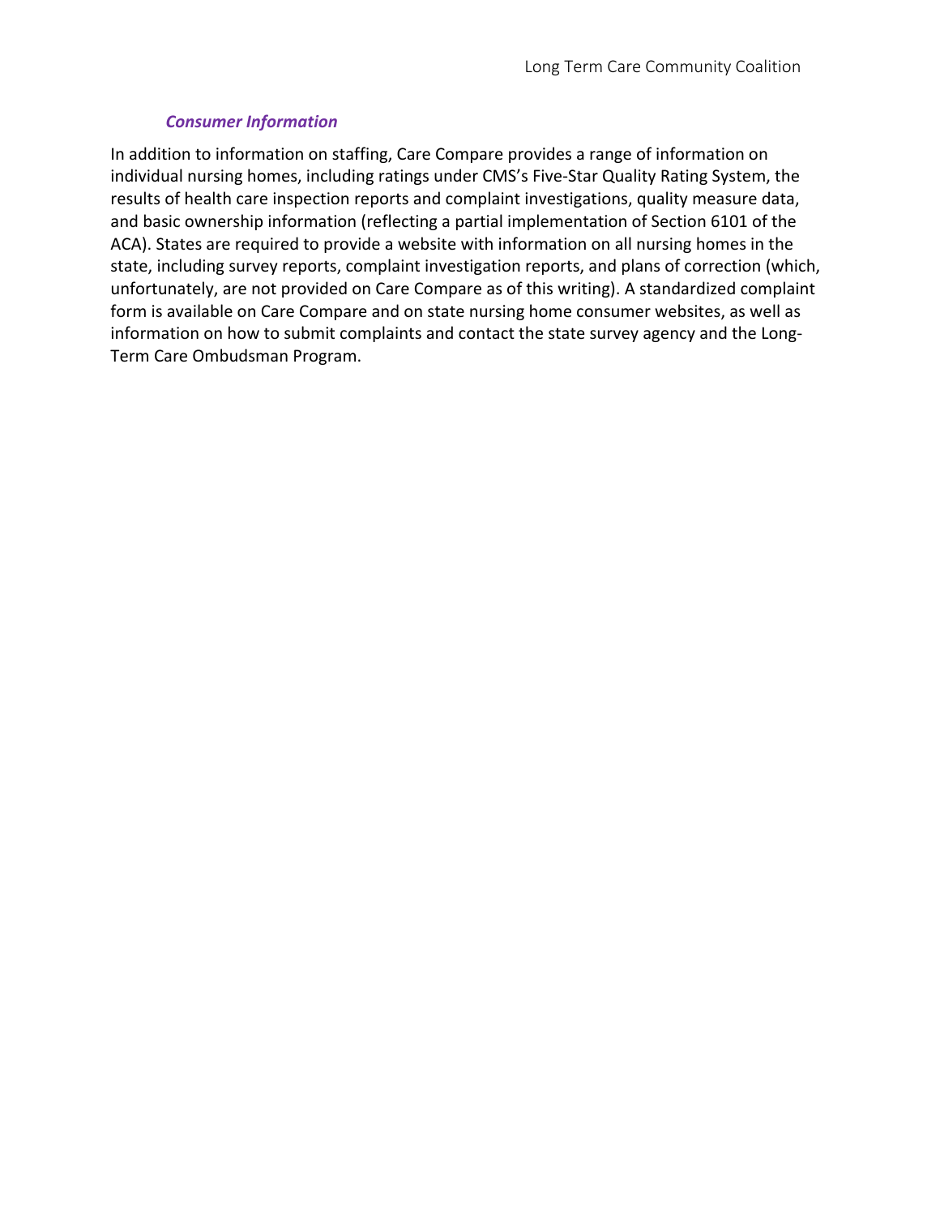### *Consumer Information*

In addition to information on staffing, Care Compare provides a range of information on individual nursing homes, including ratings under CMS's Five-Star Quality Rating System, the results of health care inspection reports and complaint investigations, quality measure data, and basic ownership information (reflecting a partial implementation of Section 6101 of the ACA). States are required to provide a website with information on all nursing homes in the state, including survey reports, complaint investigation reports, and plans of correction (which, unfortunately, are not provided on Care Compare as of this writing). A standardized complaint form is available on Care Compare and on state nursing home consumer websites, as well as information on how to submit complaints and contact the state survey agency and the Long-Term Care Ombudsman Program.